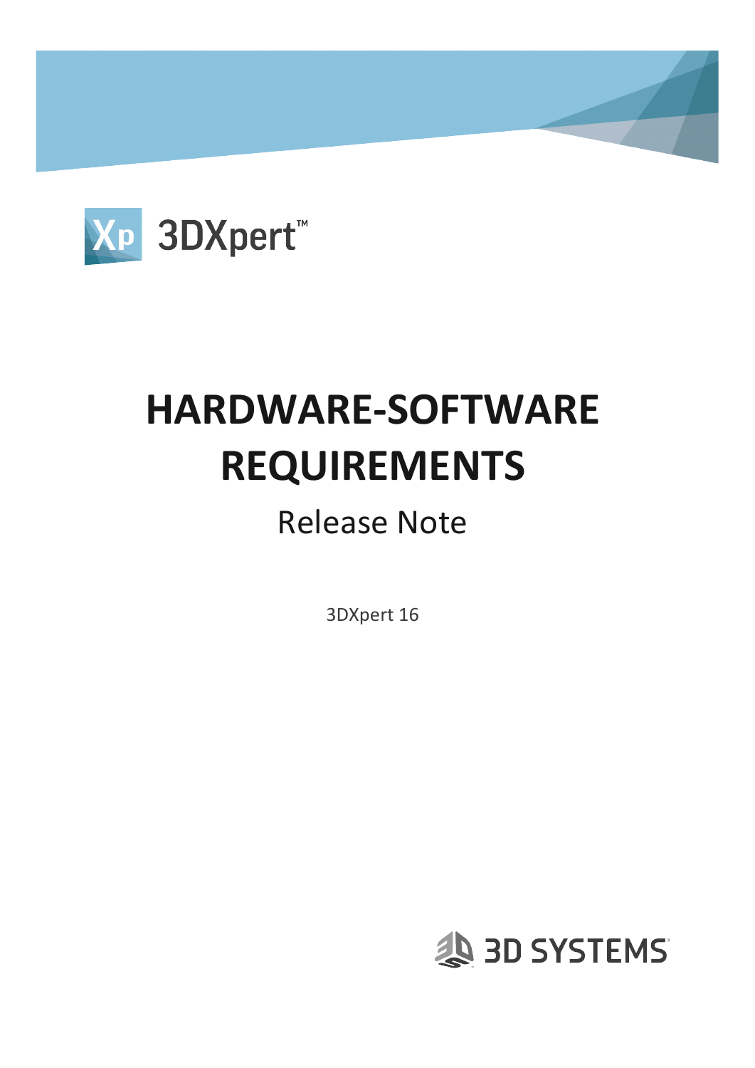3DXpert™

# HARDWARE-SOFTWARE REQUIREMENTS

## Release Note

3DXpert 16

3D SYSTEMS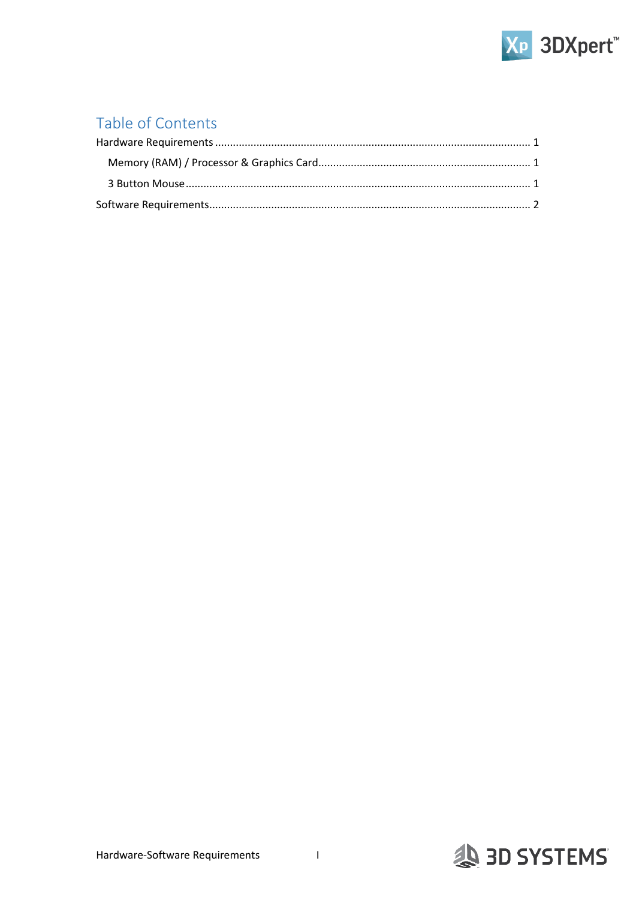# Table of Contents

Hardware Requirements ........................................................................................................ 1

- Memory (RAM) / Processor & Graphics Card........................................................................ 1
- 3 Button Mouse.................................................................................................................... 1

Software Requirements........................................................................................................... 2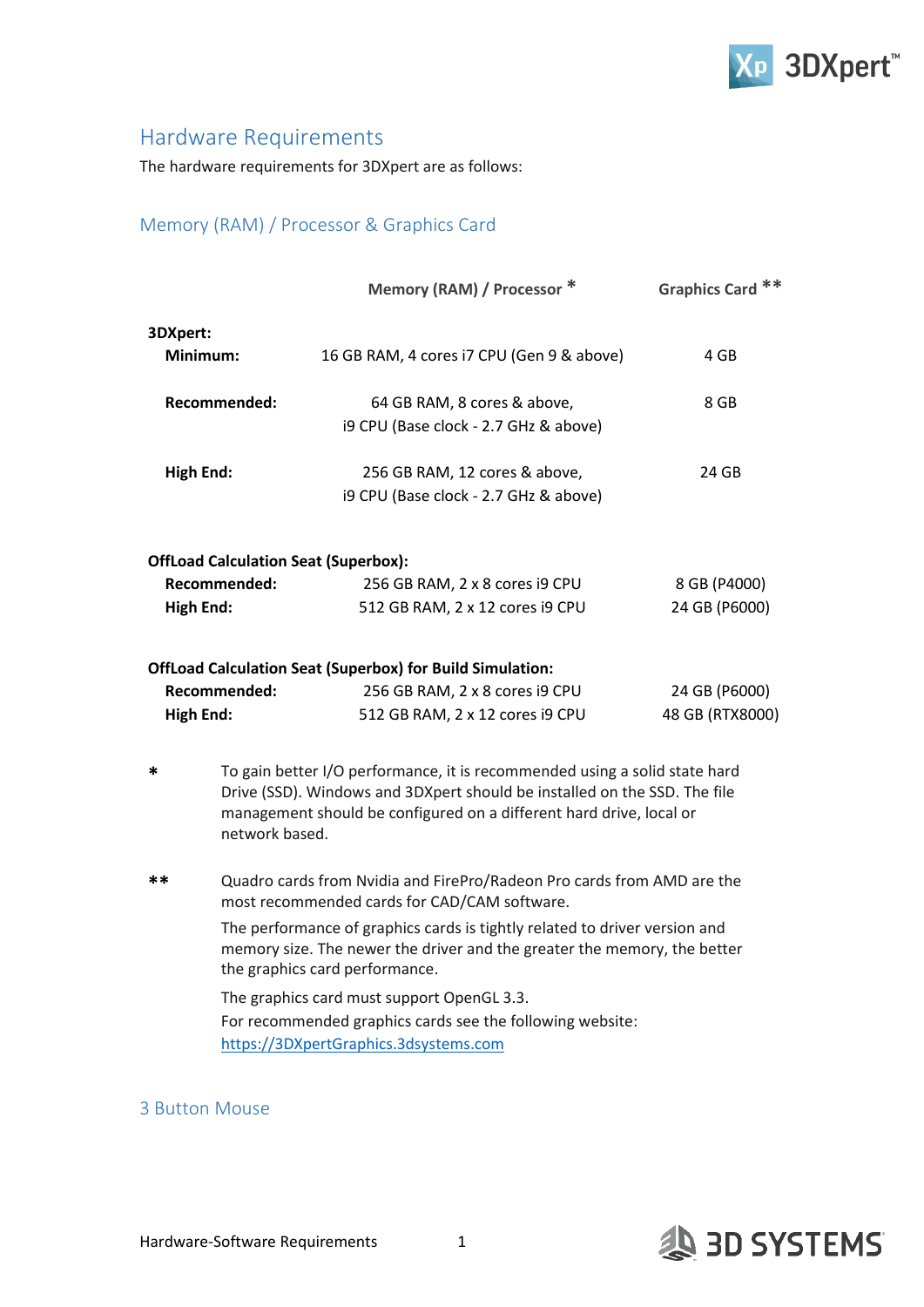## Hardware Requirements

The hardware requirements for 3DXpert are as follows:

### Memory (RAM) / Processor & Graphics Card

| | Memory (RAM) / Processor * | Graphics Card ** |
|---|---|---|
| **3DXpert:** | | |
| **Minimum:** | 16 GB RAM, 4 cores i7 CPU (Gen 9 & above) | 4 GB |
| **Recommended:** | 64 GB RAM, 8 cores & above, i9 CPU (Base clock - 2.7 GHz & above) | 8 GB |
| **High End:** | 256 GB RAM, 12 cores & above, i9 CPU (Base clock - 2.7 GHz & above) | 24 GB |
| **OffLoad Calculation Seat (Superbox):** | | |
| **Recommended:** | 256 GB RAM, 2 x 8 cores i9 CPU | 8 GB (P4000) |
| **High End:** | 512 GB RAM, 2 x 12 cores i9 CPU | 24 GB (P6000) |
| **OffLoad Calculation Seat (Superbox) for Build Simulation:** | | |
| **Recommended:** | 256 GB RAM, 2 x 8 cores i9 CPU | 24 GB (P6000) |
| **High End:** | 512 GB RAM, 2 x 12 cores i9 CPU | 48 GB (RTX8000) |

\* To gain better I/O performance, it is recommended using a solid state hard Drive (SSD). Windows and 3DXpert should be installed on the SSD. The file management should be configured on a different hard drive, local or network based.

\*\* Quadro cards from Nvidia and FirePro/Radeon Pro cards from AMD are the most recommended cards for CAD/CAM software.

The performance of graphics cards is tightly related to driver version and memory size. The newer the driver and the greater the memory, the better the graphics card performance.

The graphics card must support OpenGL 3.3.
For recommended graphics cards see the following website:
https://3DXpertGraphics.3dsystems.com

### 3 Button Mouse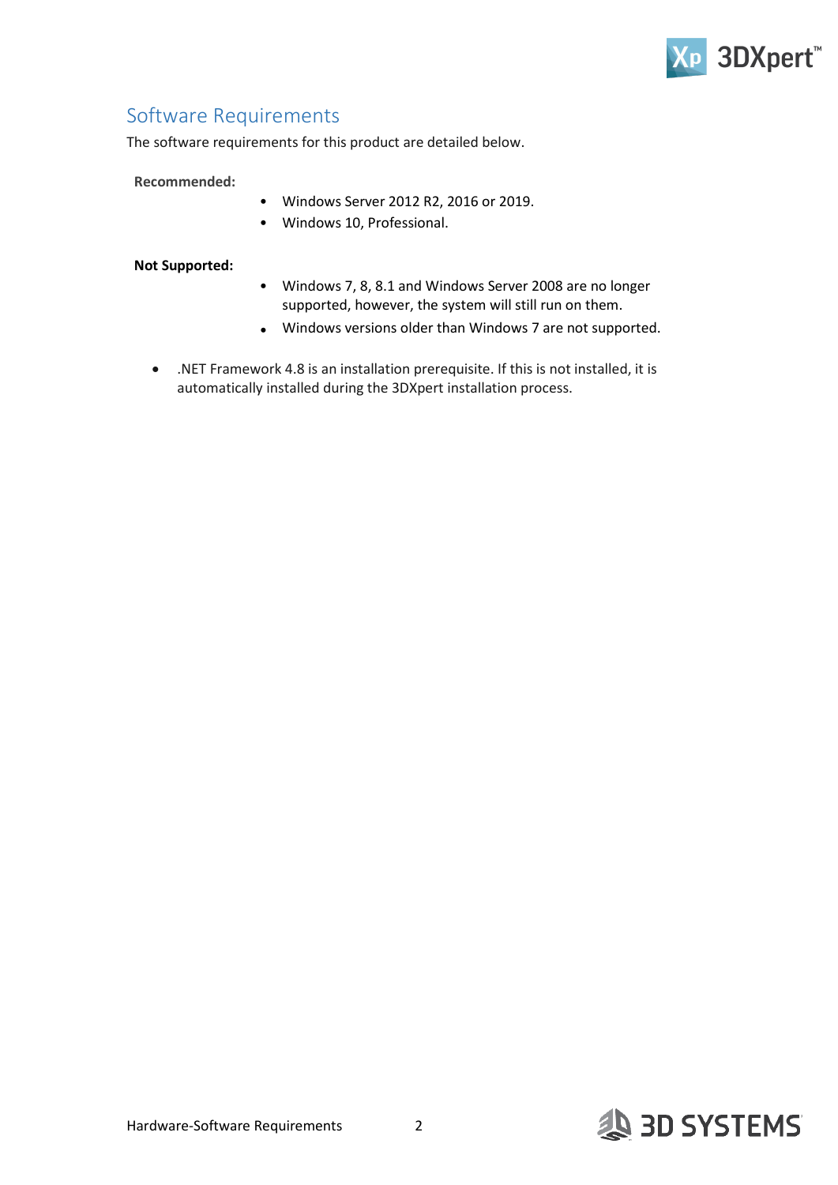## Software Requirements

The software requirements for this product are detailed below.

**Recommended:**

- Windows Server 2012 R2, 2016 or 2019.
- Windows 10, Professional.

**Not Supported:**

- Windows 7, 8, 8.1 and Windows Server 2008 are no longer supported, however, the system will still run on them.
- Windows versions older than Windows 7 are not supported.

- .NET Framework 4.8 is an installation prerequisite. If this is not installed, it is automatically installed during the 3DXpert installation process.